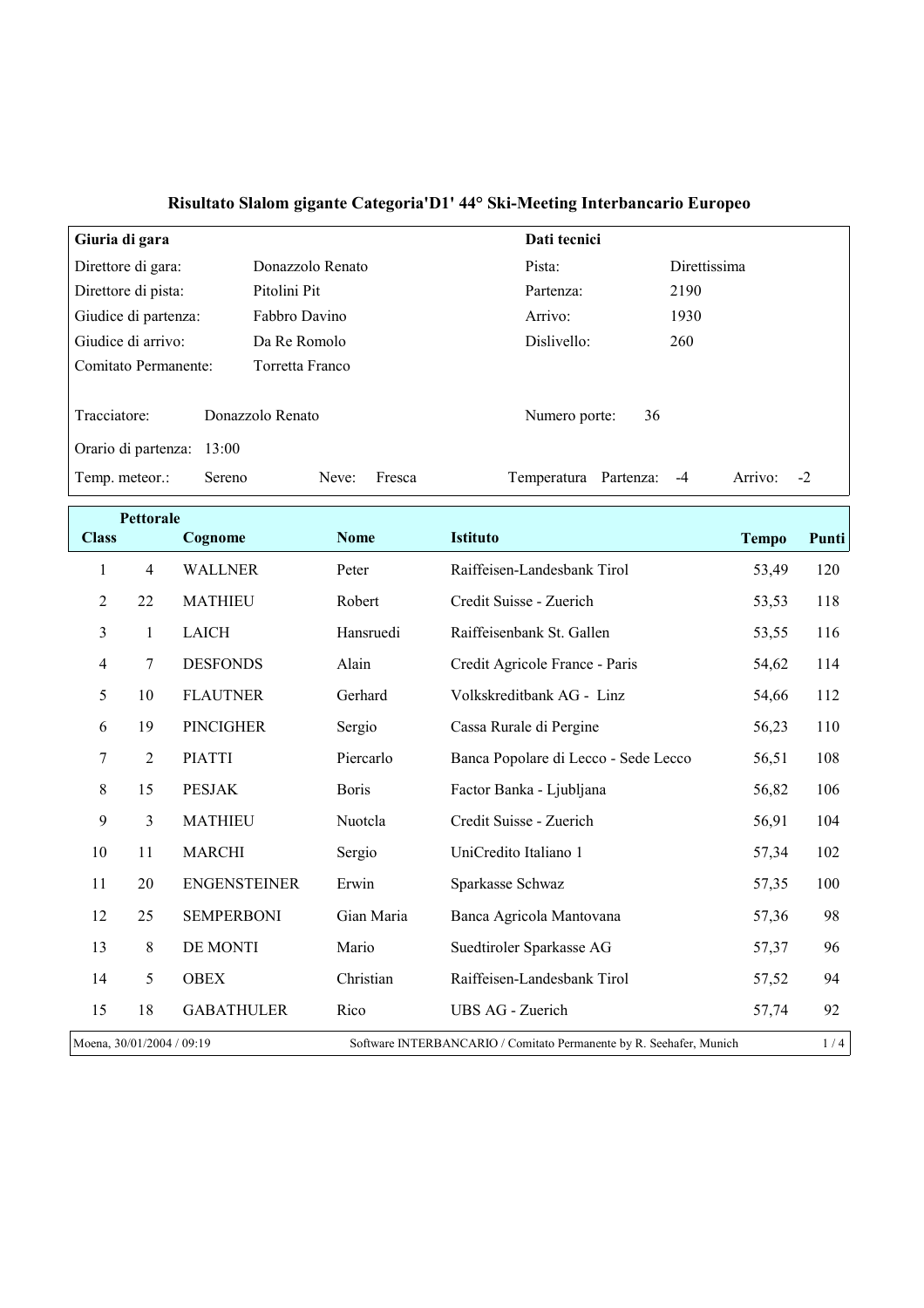# Risultato Slalom gigante Categoria'D1' 44° Ski-Meeting Interbancario Europeo

| **Giuria di gara** | | **Dati tecnici** | |
|---|---|---|---|
| Direttore di gara: | Donazzolo Renato | Pista: | Direttissima |
| Direttore di pista: | Pitolini Pit | Partenza: | 2190 |
| Giudice di partenza: | Fabbro Davino | Arrivo: | 1930 |
| Giudice di arrivo: | Da Re Romolo | Dislivello: | 260 |
| Comitato Permanente: | Torretta Franco | | |

Tracciatore: Donazzolo Renato

Numero porte: 36

Orario di partenza: 13:00

Temp. meteor.: Sereno  Neve: Fresca  Temperatura Partenza: -4  Arrivo: -2

| Class | Pettorale | Cognome | Nome | Istituto | Tempo | Punti |
|---|---|---|---|---|---|---|
| 1 | 4 | WALLNER | Peter | Raiffeisen-Landesbank Tirol | 53,49 | 120 |
| 2 | 22 | MATHIEU | Robert | Credit Suisse - Zuerich | 53,53 | 118 |
| 3 | 1 | LAICH | Hansruedi | Raiffeisenbank St. Gallen | 53,55 | 116 |
| 4 | 7 | DESFONDS | Alain | Credit Agricole France - Paris | 54,62 | 114 |
| 5 | 10 | FLAUTNER | Gerhard | Volkskreditbank AG - Linz | 54,66 | 112 |
| 6 | 19 | PINCIGHER | Sergio | Cassa Rurale di Pergine | 56,23 | 110 |
| 7 | 2 | PIATTI | Piercarlo | Banca Popolare di Lecco - Sede Lecco | 56,51 | 108 |
| 8 | 15 | PESJAK | Boris | Factor Banka - Ljubljana | 56,82 | 106 |
| 9 | 3 | MATHIEU | Nuotcla | Credit Suisse - Zuerich | 56,91 | 104 |
| 10 | 11 | MARCHI | Sergio | UniCredito Italiano 1 | 57,34 | 102 |
| 11 | 20 | ENGENSTEINER | Erwin | Sparkasse Schwaz | 57,35 | 100 |
| 12 | 25 | SEMPERBONI | Gian Maria | Banca Agricola Mantovana | 57,36 | 98 |
| 13 | 8 | DE MONTI | Mario | Suedtiroler Sparkasse AG | 57,37 | 96 |
| 14 | 5 | OBEX | Christian | Raiffeisen-Landesbank Tirol | 57,52 | 94 |
| 15 | 18 | GABATHULER | Rico | UBS AG - Zuerich | 57,74 | 92 |

Moena, 30/01/2004 / 09:19  Software INTERBANCARIO / Comitato Permanente by R. Seehafer, Munich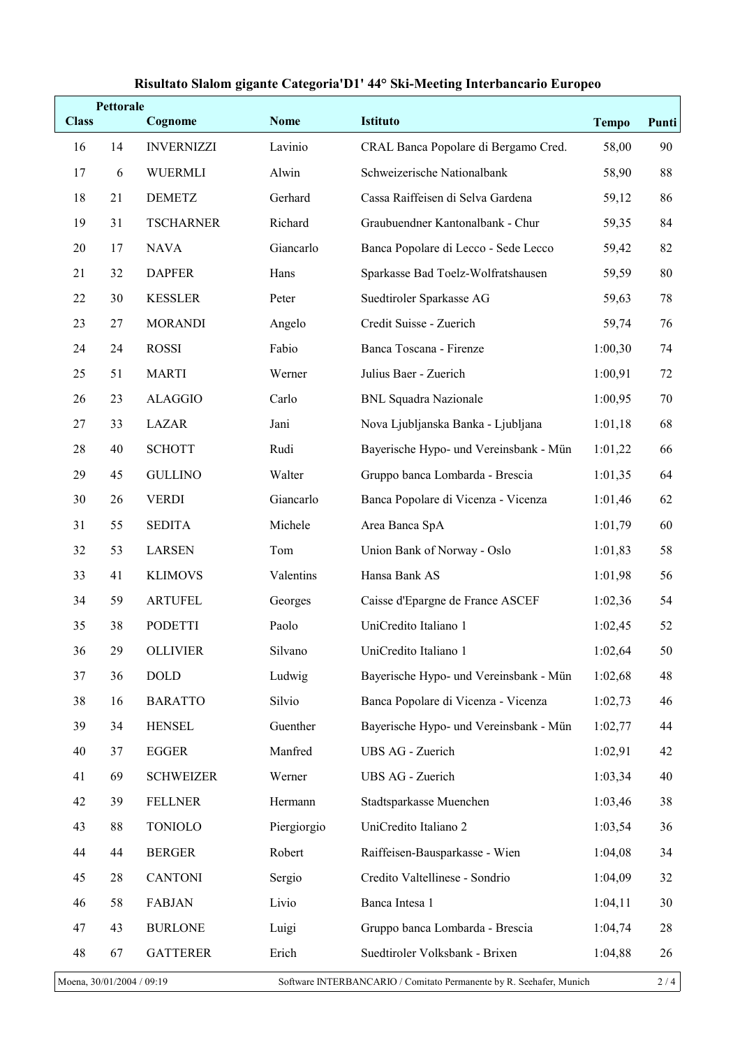# Risultato Slalom gigante Categoria'D1' 44° Ski-Meeting Interbancario Europeo

| Class | Pettorale | Cognome | Nome | Istituto | Tempo | Punti |
|---|---|---|---|---|---|---|
| 16 | 14 | INVERNIZZI | Lavinio | CRAL Banca Popolare di Bergamo Cred. | 58,00 | 90 |
| 17 | 6 | WUERMLI | Alwin | Schweizerische Nationalbank | 58,90 | 88 |
| 18 | 21 | DEMETZ | Gerhard | Cassa Raiffeisen di Selva Gardena | 59,12 | 86 |
| 19 | 31 | TSCHARNER | Richard | Graubuendner Kantonalbank - Chur | 59,35 | 84 |
| 20 | 17 | NAVA | Giancarlo | Banca Popolare di Lecco - Sede Lecco | 59,42 | 82 |
| 21 | 32 | DAPFER | Hans | Sparkasse Bad Toelz-Wolfratshausen | 59,59 | 80 |
| 22 | 30 | KESSLER | Peter | Suedtiroler Sparkasse AG | 59,63 | 78 |
| 23 | 27 | MORANDI | Angelo | Credit Suisse - Zuerich | 59,74 | 76 |
| 24 | 24 | ROSSI | Fabio | Banca Toscana - Firenze | 1:00,30 | 74 |
| 25 | 51 | MARTI | Werner | Julius Baer - Zuerich | 1:00,91 | 72 |
| 26 | 23 | ALAGGIO | Carlo | BNL Squadra Nazionale | 1:00,95 | 70 |
| 27 | 33 | LAZAR | Jani | Nova Ljubljanska Banka - Ljubljana | 1:01,18 | 68 |
| 28 | 40 | SCHOTT | Rudi | Bayerische Hypo- und Vereinsbank - Mün | 1:01,22 | 66 |
| 29 | 45 | GULLINO | Walter | Gruppo banca Lombarda - Brescia | 1:01,35 | 64 |
| 30 | 26 | VERDI | Giancarlo | Banca Popolare di Vicenza - Vicenza | 1:01,46 | 62 |
| 31 | 55 | SEDITA | Michele | Area Banca SpA | 1:01,79 | 60 |
| 32 | 53 | LARSEN | Tom | Union Bank of Norway - Oslo | 1:01,83 | 58 |
| 33 | 41 | KLIMOVS | Valentins | Hansa Bank AS | 1:01,98 | 56 |
| 34 | 59 | ARTUFEL | Georges | Caisse d'Epargne de France ASCEF | 1:02,36 | 54 |
| 35 | 38 | PODETTI | Paolo | UniCredito Italiano 1 | 1:02,45 | 52 |
| 36 | 29 | OLLIVIER | Silvano | UniCredito Italiano 1 | 1:02,64 | 50 |
| 37 | 36 | DOLD | Ludwig | Bayerische Hypo- und Vereinsbank - Mün | 1:02,68 | 48 |
| 38 | 16 | BARATTO | Silvio | Banca Popolare di Vicenza - Vicenza | 1:02,73 | 46 |
| 39 | 34 | HENSEL | Guenther | Bayerische Hypo- und Vereinsbank - Mün | 1:02,77 | 44 |
| 40 | 37 | EGGER | Manfred | UBS AG - Zuerich | 1:02,91 | 42 |
| 41 | 69 | SCHWEIZER | Werner | UBS AG - Zuerich | 1:03,34 | 40 |
| 42 | 39 | FELLNER | Hermann | Stadtsparkasse Muenchen | 1:03,46 | 38 |
| 43 | 88 | TONIOLO | Piergiorgio | UniCredito Italiano 2 | 1:03,54 | 36 |
| 44 | 44 | BERGER | Robert | Raiffeisen-Bausparkasse - Wien | 1:04,08 | 34 |
| 45 | 28 | CANTONI | Sergio | Credito Valtellinese - Sondrio | 1:04,09 | 32 |
| 46 | 58 | FABJAN | Livio | Banca Intesa 1 | 1:04,11 | 30 |
| 47 | 43 | BURLONE | Luigi | Gruppo banca Lombarda - Brescia | 1:04,74 | 28 |
| 48 | 67 | GATTERER | Erich | Suedtiroler Volksbank - Brixen | 1:04,88 | 26 |

Moena, 30/01/2004 / 09:19 — Software INTERBANCARIO / Comitato Permanente by R. Seehafer, Munich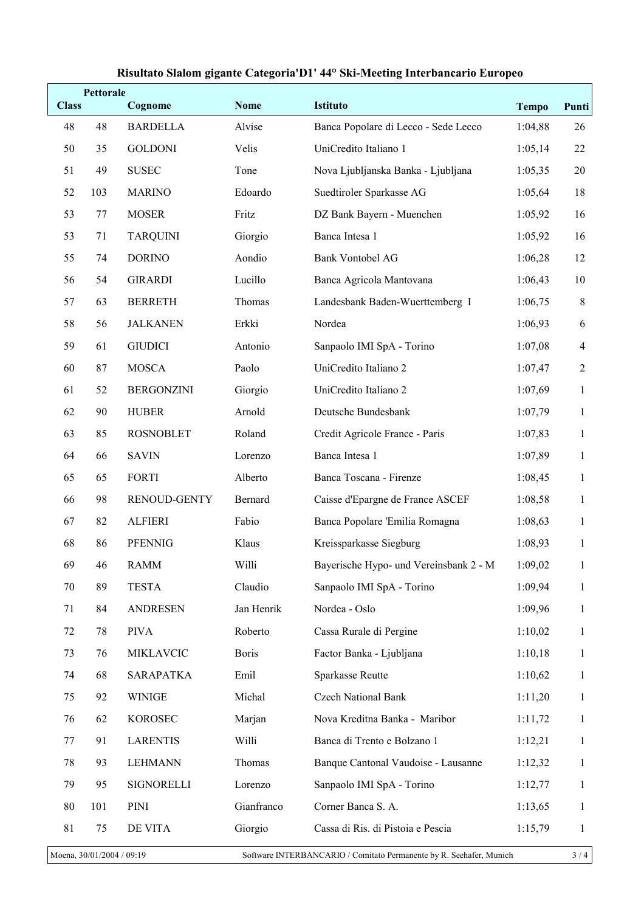# Risultato Slalom gigante Categoria'D1' 44° Ski-Meeting Interbancario Europeo

| Class | Pettorale | Cognome | Nome | Istituto | Tempo | Punti |
|---|---|---|---|---|---|---|
| 48 | 48 | BARDELLA | Alvise | Banca Popolare di Lecco - Sede Lecco | 1:04,88 | 26 |
| 50 | 35 | GOLDONI | Velis | UniCredito Italiano 1 | 1:05,14 | 22 |
| 51 | 49 | SUSEC | Tone | Nova Ljubljanska Banka - Ljubljana | 1:05,35 | 20 |
| 52 | 103 | MARINO | Edoardo | Suedtiroler Sparkasse AG | 1:05,64 | 18 |
| 53 | 77 | MOSER | Fritz | DZ Bank Bayern - Muenchen | 1:05,92 | 16 |
| 53 | 71 | TARQUINI | Giorgio | Banca Intesa 1 | 1:05,92 | 16 |
| 55 | 74 | DORINO | Aondio | Bank Vontobel AG | 1:06,28 | 12 |
| 56 | 54 | GIRARDI | Lucillo | Banca Agricola Mantovana | 1:06,43 | 10 |
| 57 | 63 | BERRETH | Thomas | Landesbank Baden-Wuerttemberg I | 1:06,75 | 8 |
| 58 | 56 | JALKANEN | Erkki | Nordea | 1:06,93 | 6 |
| 59 | 61 | GIUDICI | Antonio | Sanpaolo IMI SpA - Torino | 1:07,08 | 4 |
| 60 | 87 | MOSCA | Paolo | UniCredito Italiano 2 | 1:07,47 | 2 |
| 61 | 52 | BERGONZINI | Giorgio | UniCredito Italiano 2 | 1:07,69 | 1 |
| 62 | 90 | HUBER | Arnold | Deutsche Bundesbank | 1:07,79 | 1 |
| 63 | 85 | ROSNOBLET | Roland | Credit Agricole France - Paris | 1:07,83 | 1 |
| 64 | 66 | SAVIN | Lorenzo | Banca Intesa 1 | 1:07,89 | 1 |
| 65 | 65 | FORTI | Alberto | Banca Toscana - Firenze | 1:08,45 | 1 |
| 66 | 98 | RENOUD-GENTY | Bernard | Caisse d'Epargne de France ASCEF | 1:08,58 | 1 |
| 67 | 82 | ALFIERI | Fabio | Banca Popolare 'Emilia Romagna | 1:08,63 | 1 |
| 68 | 86 | PFENNIG | Klaus | Kreissparkasse Siegburg | 1:08,93 | 1 |
| 69 | 46 | RAMM | Willi | Bayerische Hypo- und Vereinsbank 2 - M | 1:09,02 | 1 |
| 70 | 89 | TESTA | Claudio | Sanpaolo IMI SpA - Torino | 1:09,94 | 1 |
| 71 | 84 | ANDRESEN | Jan Henrik | Nordea - Oslo | 1:09,96 | 1 |
| 72 | 78 | PIVA | Roberto | Cassa Rurale di Pergine | 1:10,02 | 1 |
| 73 | 76 | MIKLAVCIC | Boris | Factor Banka - Ljubljana | 1:10,18 | 1 |
| 74 | 68 | SARAPATKA | Emil | Sparkasse Reutte | 1:10,62 | 1 |
| 75 | 92 | WINIGE | Michal | Czech National Bank | 1:11,20 | 1 |
| 76 | 62 | KOROSEC | Marjan | Nova Kreditna Banka - Maribor | 1:11,72 | 1 |
| 77 | 91 | LARENTIS | Willi | Banca di Trento e Bolzano 1 | 1:12,21 | 1 |
| 78 | 93 | LEHMANN | Thomas | Banque Cantonal Vaudoise - Lausanne | 1:12,32 | 1 |
| 79 | 95 | SIGNORELLI | Lorenzo | Sanpaolo IMI SpA - Torino | 1:12,77 | 1 |
| 80 | 101 | PINI | Gianfranco | Corner Banca S. A. | 1:13,65 | 1 |
| 81 | 75 | DE VITA | Giorgio | Cassa di Ris. di Pistoia e Pescia | 1:15,79 | 1 |

Moena, 30/01/2004 / 09:19 — Software INTERBANCARIO / Comitato Permanente by R. Seehafer, Munich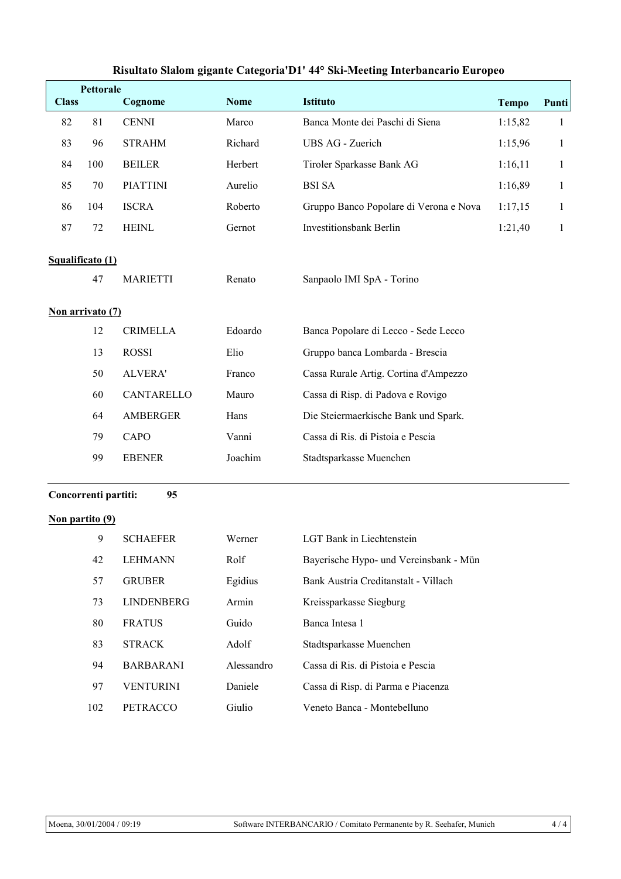## Risultato Slalom gigante Categoria'D1' 44° Ski-Meeting Interbancario Europeo

| Class | Pettorale | Cognome | Nome | Istituto | Tempo | Punti |
|---|---|---|---|---|---|---|
| 82 | 81 | CENNI | Marco | Banca Monte dei Paschi di Siena | 1:15,82 | 1 |
| 83 | 96 | STRAHM | Richard | UBS AG - Zuerich | 1:15,96 | 1 |
| 84 | 100 | BEILER | Herbert | Tiroler Sparkasse Bank AG | 1:16,11 | 1 |
| 85 | 70 | PIATTINI | Aurelio | BSI SA | 1:16,89 | 1 |
| 86 | 104 | ISCRA | Roberto | Gruppo Banco Popolare di Verona e Nova | 1:17,15 | 1 |
| 87 | 72 | HEINL | Gernot | Investitionsbank Berlin | 1:21,40 | 1 |

**Squalificato (1)**

| | Pettorale | Cognome | Nome | Istituto |
|---|---|---|---|---|
| | 47 | MARIETTI | Renato | Sanpaolo IMI SpA - Torino |

**Non arrivato (7)**

| | Pettorale | Cognome | Nome | Istituto |
|---|---|---|---|---|
| | 12 | CRIMELLA | Edoardo | Banca Popolare di Lecco - Sede Lecco |
| | 13 | ROSSI | Elio | Gruppo banca Lombarda - Brescia |
| | 50 | ALVERA' | Franco | Cassa Rurale Artig. Cortina d'Ampezzo |
| | 60 | CANTARELLO | Mauro | Cassa di Risp. di Padova e Rovigo |
| | 64 | AMBERGER | Hans | Die Steiermaerkische Bank und Spark. |
| | 79 | CAPO | Vanni | Cassa di Ris. di Pistoia e Pescia |
| | 99 | EBENER | Joachim | Stadtsparkasse Muenchen |

**Concorrenti partiti: 95**

**Non partito (9)**

| | Pettorale | Cognome | Nome | Istituto |
|---|---|---|---|---|
| | 9 | SCHAEFER | Werner | LGT Bank in Liechtenstein |
| | 42 | LEHMANN | Rolf | Bayerische Hypo- und Vereinsbank - Mün |
| | 57 | GRUBER | Egidius | Bank Austria Creditanstalt - Villach |
| | 73 | LINDENBERG | Armin | Kreissparkasse Siegburg |
| | 80 | FRATUS | Guido | Banca Intesa 1 |
| | 83 | STRACK | Adolf | Stadtsparkasse Muenchen |
| | 94 | BARBARANI | Alessandro | Cassa di Ris. di Pistoia e Pescia |
| | 97 | VENTURINI | Daniele | Cassa di Risp. di Parma e Piacenza |
| | 102 | PETRACCO | Giulio | Veneto Banca - Montebelluno |

Moena, 30/01/2004 / 09:19 Software INTERBANCARIO / Comitato Permanente by R. Seehafer, Munich